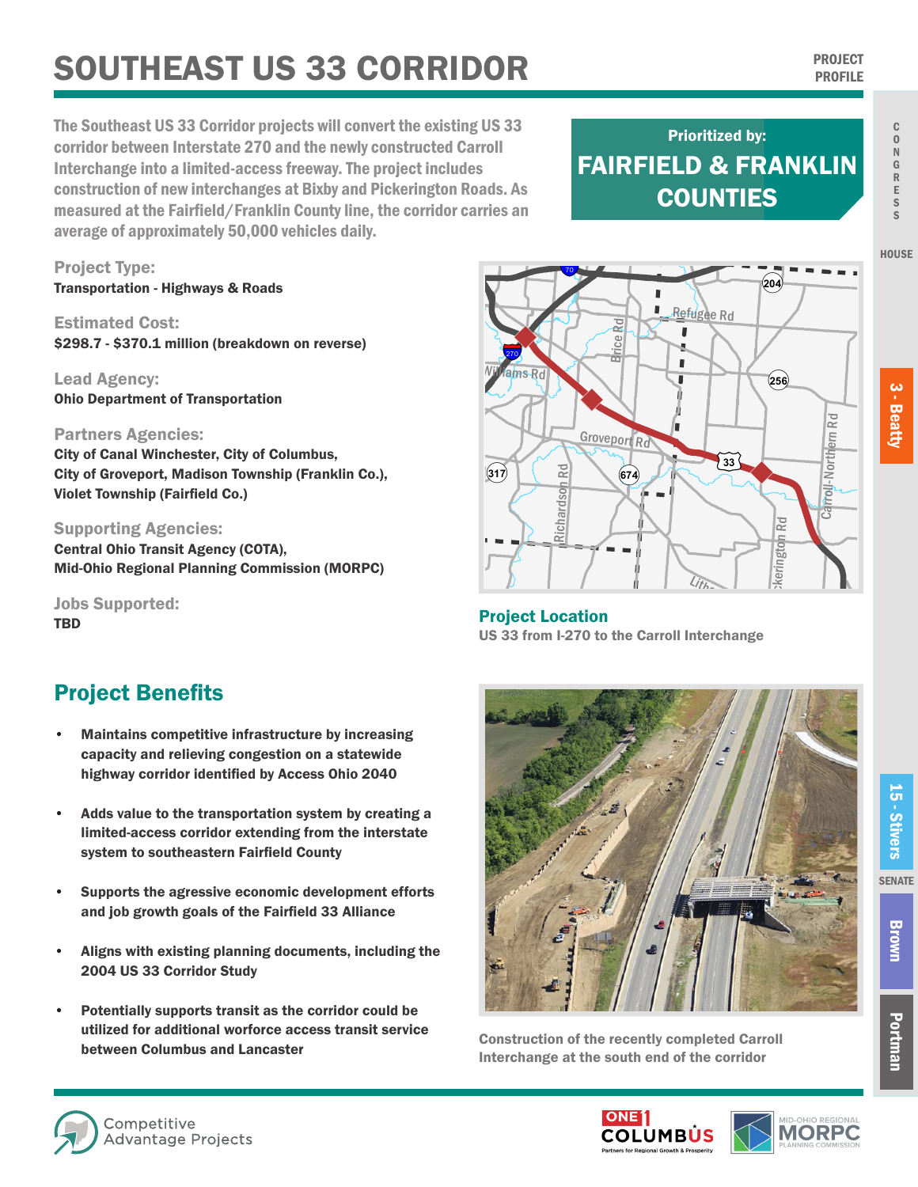# SOUTHEAST US 33 CORRIDOR

PROJECT PROFILE

The Southeast US 33 Corridor projects will convert the existing US 33 corridor between Interstate 270 and the newly constructed Carroll Interchange into a limited-access freeway. The project includes construction of new interchanges at Bixby and Pickerington Roads. As measured at the Fairfield/Franklin County line, the corridor carries an average of approximately 50,000 vehicles daily.

Prioritized by:

**FAIRFIELD & FRANKLIN COUNTIES**

CONGRESS

HOUSE

3 - Beatty

15 - Stivers

SENATE

Brown

Portman

**Project Type:**
Transportation - Highways & Roads

**Estimated Cost:**
$298.7 - $370.1 million (breakdown on reverse)

**Lead Agency:**
Ohio Department of Transportation

**Partners Agencies:**
City of Canal Winchester, City of Columbus, City of Groveport, Madison Township (Franklin Co.), Violet Township (Fairfield Co.)

**Supporting Agencies:**
Central Ohio Transit Agency (COTA), Mid-Ohio Regional Planning Commission (MORPC)

**Jobs Supported:**
TBD

**Project Location**

US 33 from I-270 to the Carroll Interchange

## Project Benefits

- Maintains competitive infrastructure by increasing capacity and relieving congestion on a statewide highway corridor identified by Access Ohio 2040
- Adds value to the transportation system by creating a limited-access corridor extending from the interstate system to southeastern Fairfield County
- Supports the agressive economic development efforts and job growth goals of the Fairfield 33 Alliance
- Aligns with existing planning documents, including the 2004 US 33 Corridor Study
- Potentially supports transit as the corridor could be utilized for additional worforce access transit service between Columbus and Lancaster

Construction of the recently completed Carroll Interchange at the south end of the corridor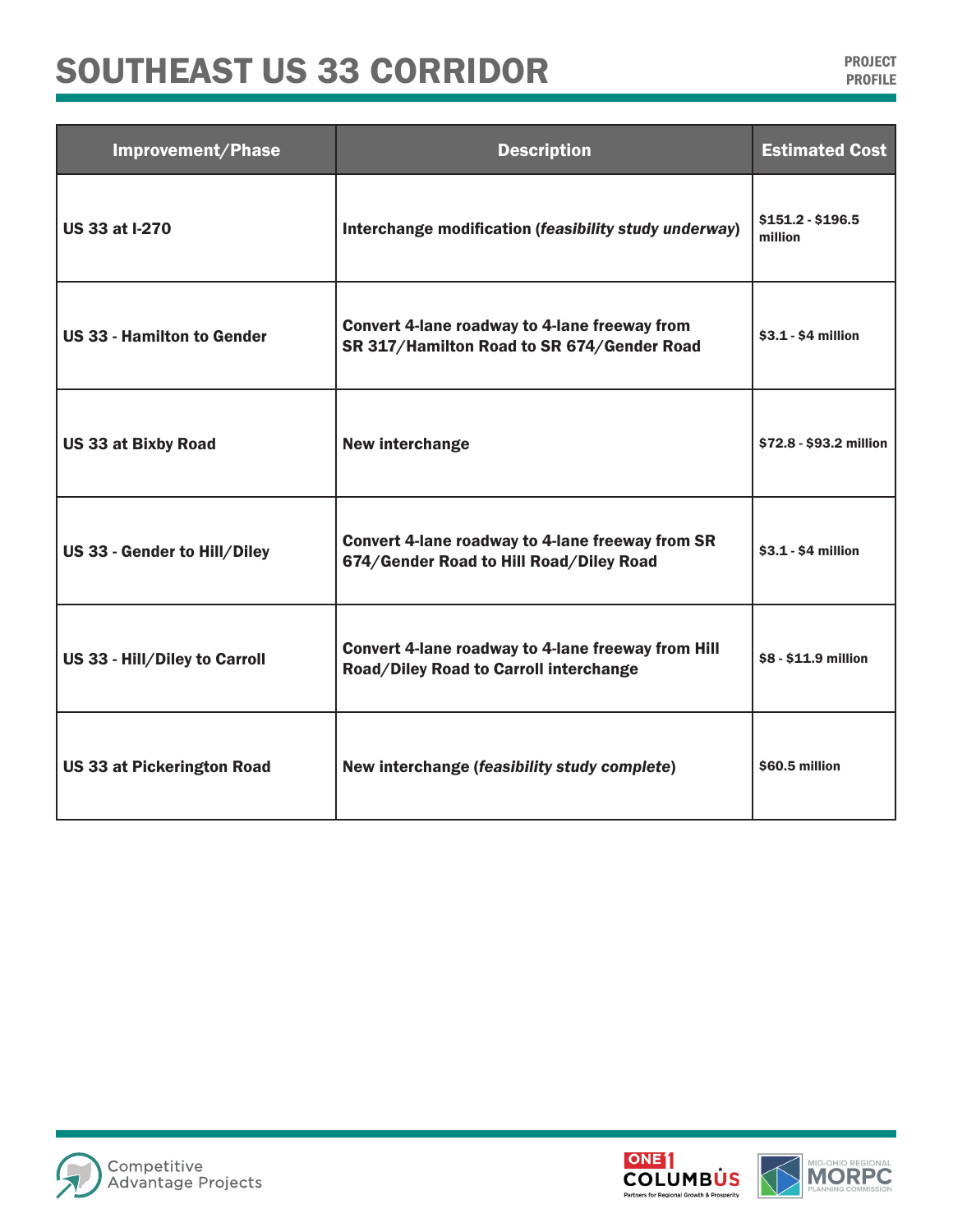# SOUTHEAST US 33 CORRIDOR

PROJECT PROFILE

| Improvement/Phase | Description | Estimated Cost |
|---|---|---|
| **US 33 at I-270** | **Interchange modification (*feasibility study underway*)** | **$151.2 - $196.5 million** |
| **US 33 - Hamilton to Gender** | **Convert 4-lane roadway to 4-lane freeway from SR 317/Hamilton Road to SR 674/Gender Road** | **$3.1 - $4 million** |
| **US 33 at Bixby Road** | **New interchange** | **$72.8 - $93.2 million** |
| **US 33 - Gender to Hill/Diley** | **Convert 4-lane roadway to 4-lane freeway from SR 674/Gender Road to Hill Road/Diley Road** | **$3.1 - $4 million** |
| **US 33 - Hill/Diley to Carroll** | **Convert 4-lane roadway to 4-lane freeway from Hill Road/Diley Road to Carroll interchange** | **$8 - $11.9 million** |
| **US 33 at Pickerington Road** | **New interchange (*feasibility study complete*)** | **$60.5 million** |

Competitive Advantage Projects

ONE COLUMBUS Partners for Regional Growth & Prosperity

MID-OHIO REGIONAL MORPC PLANNING COMMISSION